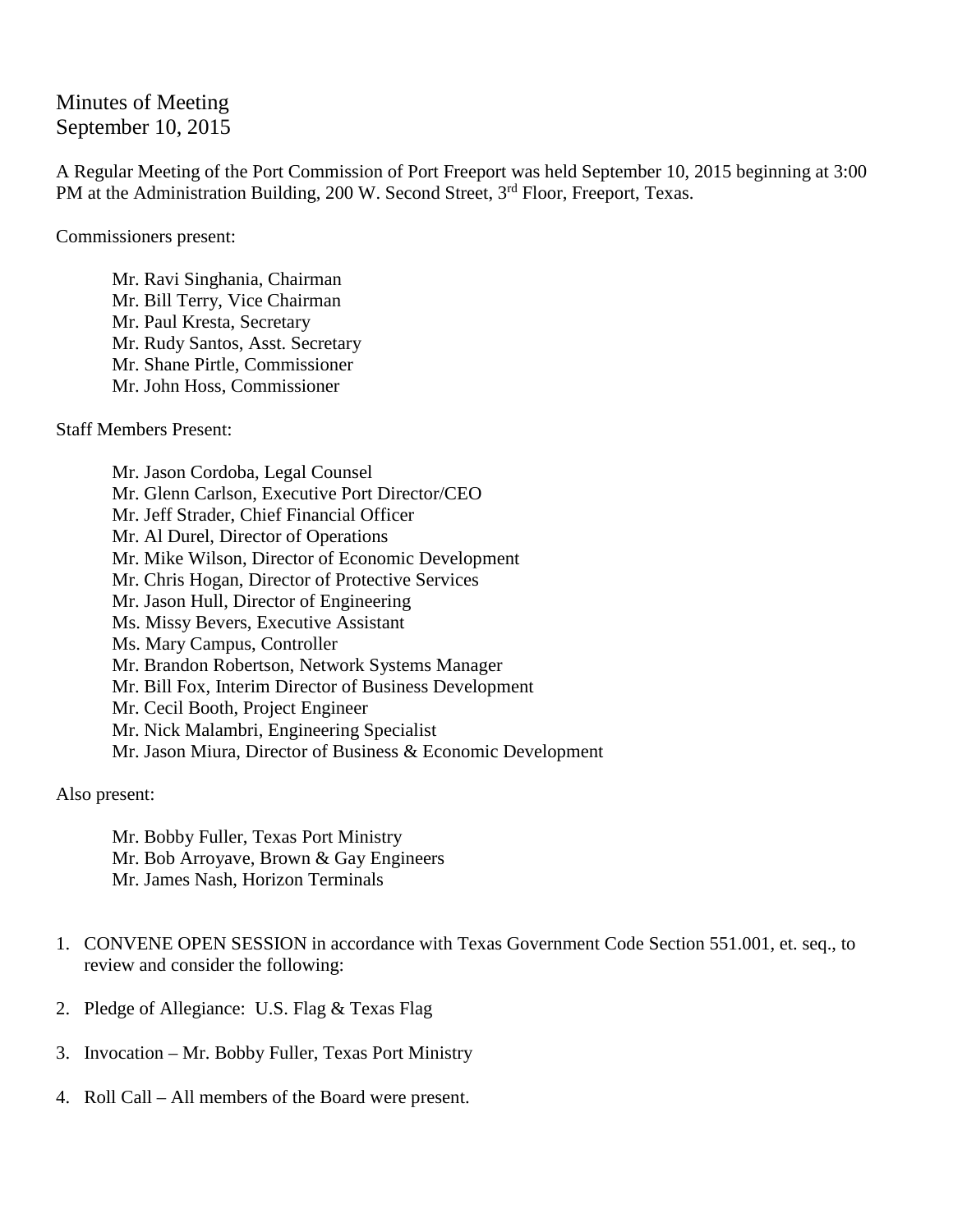# Minutes of Meeting
September 10, 2015

A Regular Meeting of the Port Commission of Port Freeport was held September 10, 2015 beginning at 3:00 PM at the Administration Building, 200 W. Second Street, 3rd Floor, Freeport, Texas.

Commissioners present:

- Mr. Ravi Singhania, Chairman
- Mr. Bill Terry, Vice Chairman
- Mr. Paul Kresta, Secretary
- Mr. Rudy Santos, Asst. Secretary
- Mr. Shane Pirtle, Commissioner
- Mr. John Hoss, Commissioner

Staff Members Present:

- Mr. Jason Cordoba, Legal Counsel
- Mr. Glenn Carlson, Executive Port Director/CEO
- Mr. Jeff Strader, Chief Financial Officer
- Mr. Al Durel, Director of Operations
- Mr. Mike Wilson, Director of Economic Development
- Mr. Chris Hogan, Director of Protective Services
- Mr. Jason Hull, Director of Engineering
- Ms. Missy Bevers, Executive Assistant
- Ms. Mary Campus, Controller
- Mr. Brandon Robertson, Network Systems Manager
- Mr. Bill Fox, Interim Director of Business Development
- Mr. Cecil Booth, Project Engineer
- Mr. Nick Malambri, Engineering Specialist
- Mr. Jason Miura, Director of Business & Economic Development

Also present:

- Mr. Bobby Fuller, Texas Port Ministry
- Mr. Bob Arroyave, Brown & Gay Engineers
- Mr. James Nash, Horizon Terminals

1. CONVENE OPEN SESSION in accordance with Texas Government Code Section 551.001, et. seq., to review and consider the following:

2. Pledge of Allegiance: U.S. Flag & Texas Flag

3. Invocation – Mr. Bobby Fuller, Texas Port Ministry

4. Roll Call – All members of the Board were present.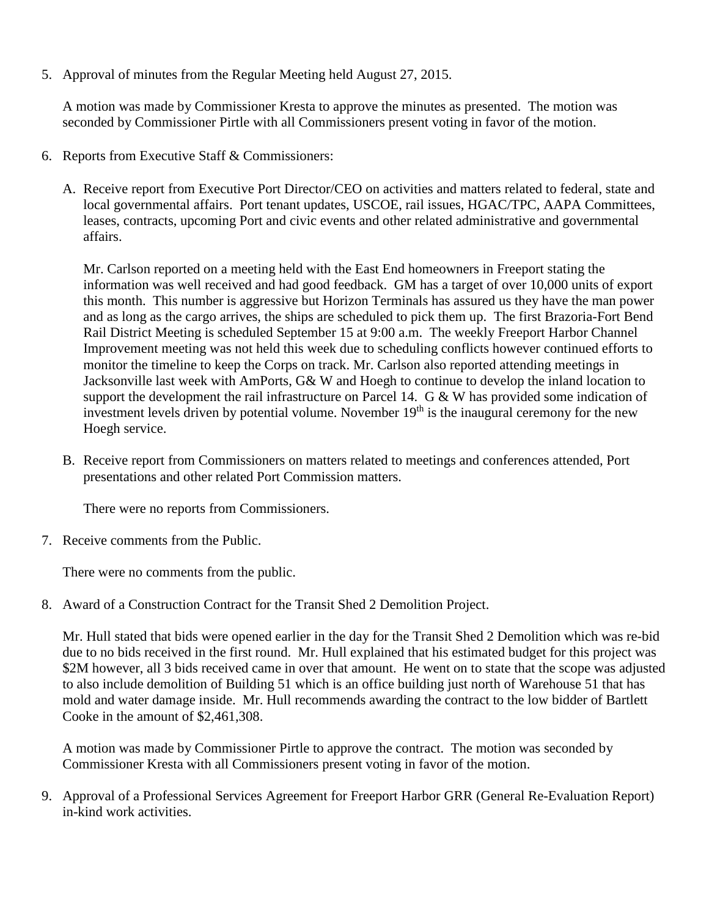5. Approval of minutes from the Regular Meeting held August 27, 2015.

   A motion was made by Commissioner Kresta to approve the minutes as presented. The motion was seconded by Commissioner Pirtle with all Commissioners present voting in favor of the motion.

6. Reports from Executive Staff & Commissioners:

   A. Receive report from Executive Port Director/CEO on activities and matters related to federal, state and local governmental affairs. Port tenant updates, USCOE, rail issues, HGAC/TPC, AAPA Committees, leases, contracts, upcoming Port and civic events and other related administrative and governmental affairs.

      Mr. Carlson reported on a meeting held with the East End homeowners in Freeport stating the information was well received and had good feedback. GM has a target of over 10,000 units of export this month. This number is aggressive but Horizon Terminals has assured us they have the man power and as long as the cargo arrives, the ships are scheduled to pick them up. The first Brazoria-Fort Bend Rail District Meeting is scheduled September 15 at 9:00 a.m. The weekly Freeport Harbor Channel Improvement meeting was not held this week due to scheduling conflicts however continued efforts to monitor the timeline to keep the Corps on track. Mr. Carlson also reported attending meetings in Jacksonville last week with AmPorts, G& W and Hoegh to continue to develop the inland location to support the development the rail infrastructure on Parcel 14. G & W has provided some indication of investment levels driven by potential volume. November 19th is the inaugural ceremony for the new Hoegh service.

   B. Receive report from Commissioners on matters related to meetings and conferences attended, Port presentations and other related Port Commission matters.

      There were no reports from Commissioners.

7. Receive comments from the Public.

   There were no comments from the public.

8. Award of a Construction Contract for the Transit Shed 2 Demolition Project.

   Mr. Hull stated that bids were opened earlier in the day for the Transit Shed 2 Demolition which was re-bid due to no bids received in the first round. Mr. Hull explained that his estimated budget for this project was $2M however, all 3 bids received came in over that amount. He went on to state that the scope was adjusted to also include demolition of Building 51 which is an office building just north of Warehouse 51 that has mold and water damage inside. Mr. Hull recommends awarding the contract to the low bidder of Bartlett Cooke in the amount of $2,461,308.

   A motion was made by Commissioner Pirtle to approve the contract. The motion was seconded by Commissioner Kresta with all Commissioners present voting in favor of the motion.

9. Approval of a Professional Services Agreement for Freeport Harbor GRR (General Re-Evaluation Report) in-kind work activities.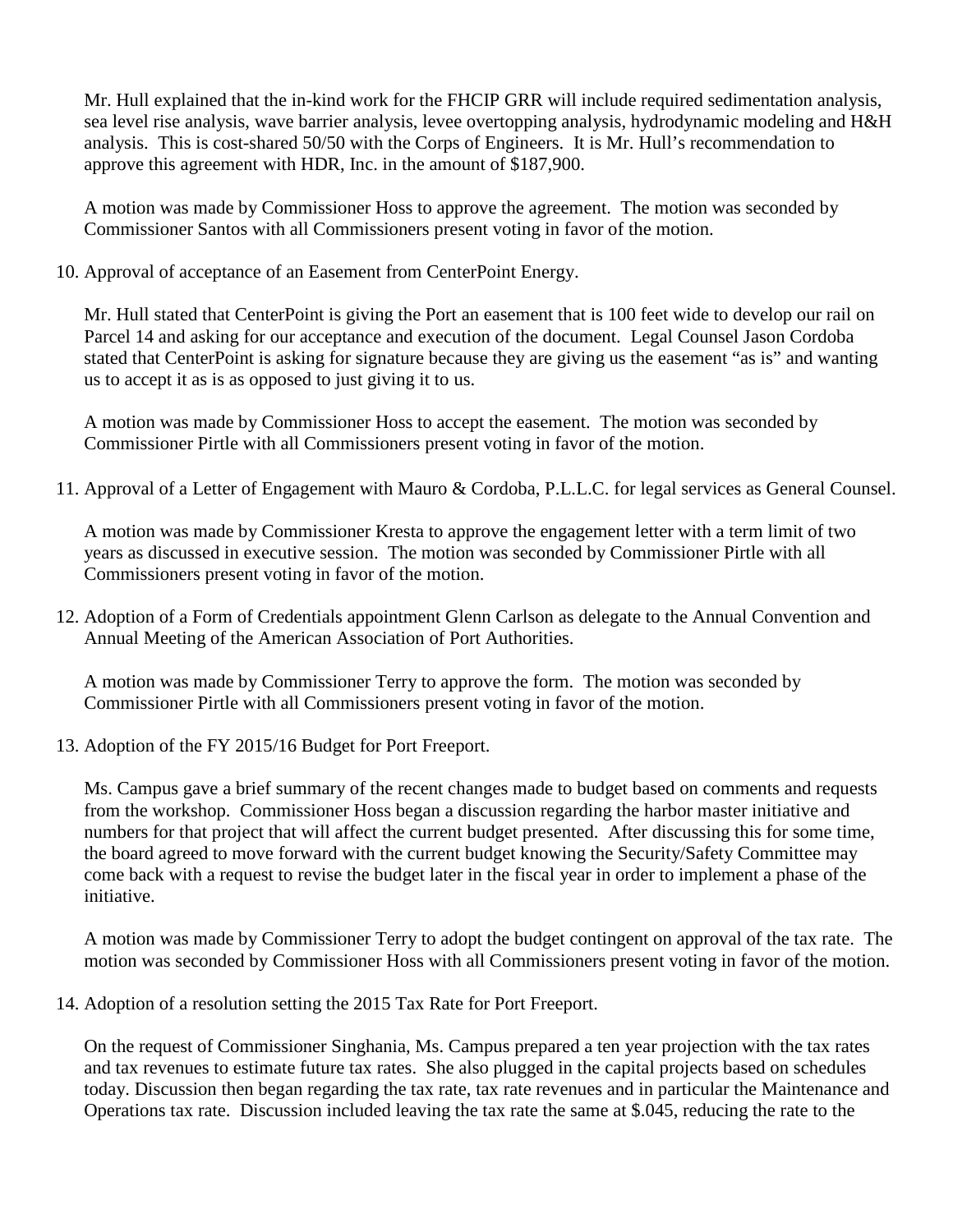Mr. Hull explained that the in-kind work for the FHCIP GRR will include required sedimentation analysis, sea level rise analysis, wave barrier analysis, levee overtopping analysis, hydrodynamic modeling and H&H analysis. This is cost-shared 50/50 with the Corps of Engineers. It is Mr. Hull's recommendation to approve this agreement with HDR, Inc. in the amount of $187,900.

A motion was made by Commissioner Hoss to approve the agreement. The motion was seconded by Commissioner Santos with all Commissioners present voting in favor of the motion.

10. Approval of acceptance of an Easement from CenterPoint Energy.

    Mr. Hull stated that CenterPoint is giving the Port an easement that is 100 feet wide to develop our rail on Parcel 14 and asking for our acceptance and execution of the document. Legal Counsel Jason Cordoba stated that CenterPoint is asking for signature because they are giving us the easement "as is" and wanting us to accept it as is as opposed to just giving it to us.

    A motion was made by Commissioner Hoss to accept the easement. The motion was seconded by Commissioner Pirtle with all Commissioners present voting in favor of the motion.

11. Approval of a Letter of Engagement with Mauro & Cordoba, P.L.L.C. for legal services as General Counsel.

    A motion was made by Commissioner Kresta to approve the engagement letter with a term limit of two years as discussed in executive session. The motion was seconded by Commissioner Pirtle with all Commissioners present voting in favor of the motion.

12. Adoption of a Form of Credentials appointment Glenn Carlson as delegate to the Annual Convention and Annual Meeting of the American Association of Port Authorities.

    A motion was made by Commissioner Terry to approve the form. The motion was seconded by Commissioner Pirtle with all Commissioners present voting in favor of the motion.

13. Adoption of the FY 2015/16 Budget for Port Freeport.

    Ms. Campus gave a brief summary of the recent changes made to budget based on comments and requests from the workshop. Commissioner Hoss began a discussion regarding the harbor master initiative and numbers for that project that will affect the current budget presented. After discussing this for some time, the board agreed to move forward with the current budget knowing the Security/Safety Committee may come back with a request to revise the budget later in the fiscal year in order to implement a phase of the initiative.

    A motion was made by Commissioner Terry to adopt the budget contingent on approval of the tax rate. The motion was seconded by Commissioner Hoss with all Commissioners present voting in favor of the motion.

14. Adoption of a resolution setting the 2015 Tax Rate for Port Freeport.

    On the request of Commissioner Singhania, Ms. Campus prepared a ten year projection with the tax rates and tax revenues to estimate future tax rates. She also plugged in the capital projects based on schedules today. Discussion then began regarding the tax rate, tax rate revenues and in particular the Maintenance and Operations tax rate. Discussion included leaving the tax rate the same at $.045, reducing the rate to the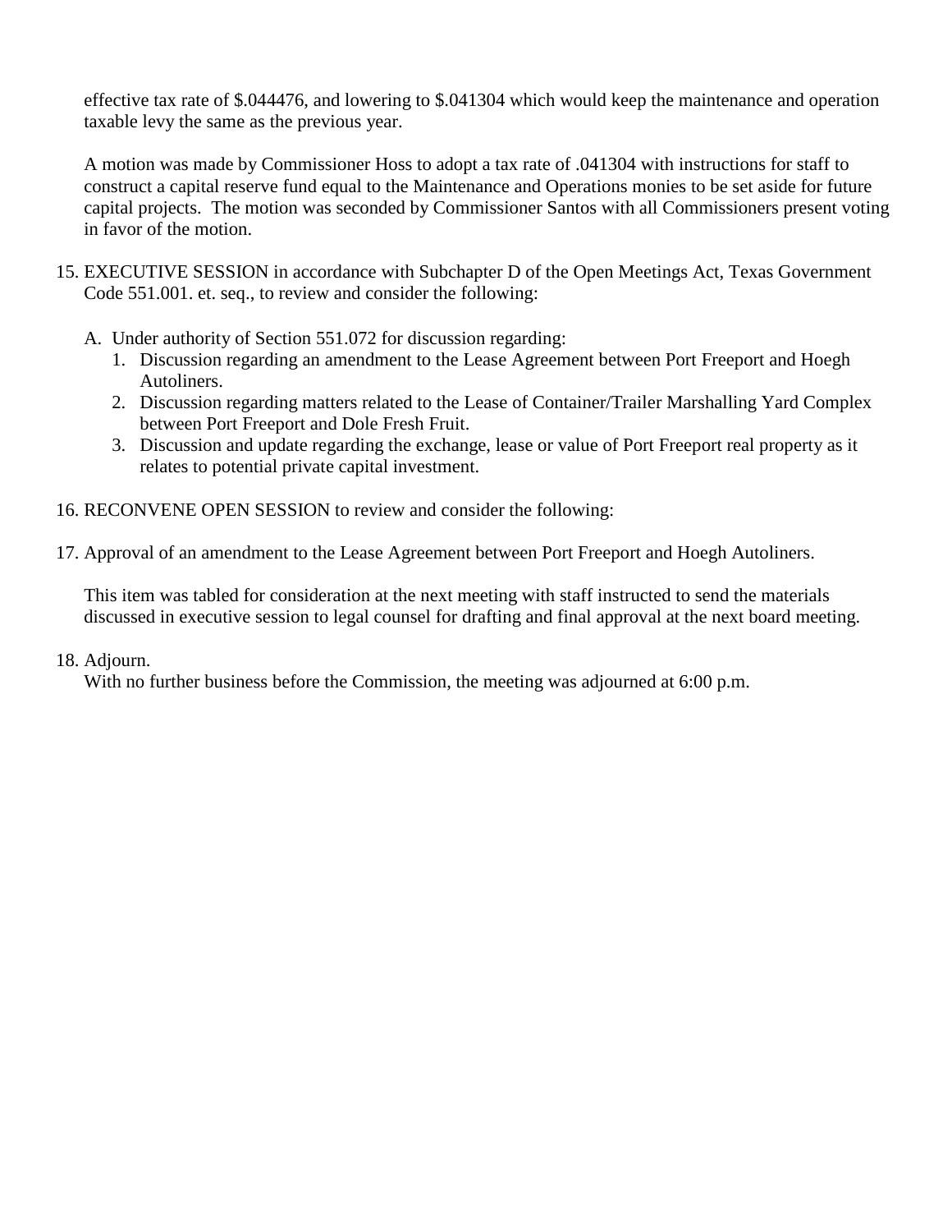effective tax rate of $.044476, and lowering to $.041304 which would keep the maintenance and operation taxable levy the same as the previous year.

A motion was made by Commissioner Hoss to adopt a tax rate of .041304 with instructions for staff to construct a capital reserve fund equal to the Maintenance and Operations monies to be set aside for future capital projects. The motion was seconded by Commissioner Santos with all Commissioners present voting in favor of the motion.

15. EXECUTIVE SESSION in accordance with Subchapter D of the Open Meetings Act, Texas Government Code 551.001. et. seq., to review and consider the following:

    A. Under authority of Section 551.072 for discussion regarding:
        1. Discussion regarding an amendment to the Lease Agreement between Port Freeport and Hoegh Autoliners.
        2. Discussion regarding matters related to the Lease of Container/Trailer Marshalling Yard Complex between Port Freeport and Dole Fresh Fruit.
        3. Discussion and update regarding the exchange, lease or value of Port Freeport real property as it relates to potential private capital investment.

16. RECONVENE OPEN SESSION to review and consider the following:

17. Approval of an amendment to the Lease Agreement between Port Freeport and Hoegh Autoliners.

    This item was tabled for consideration at the next meeting with staff instructed to send the materials discussed in executive session to legal counsel for drafting and final approval at the next board meeting.

18. Adjourn.
    With no further business before the Commission, the meeting was adjourned at 6:00 p.m.